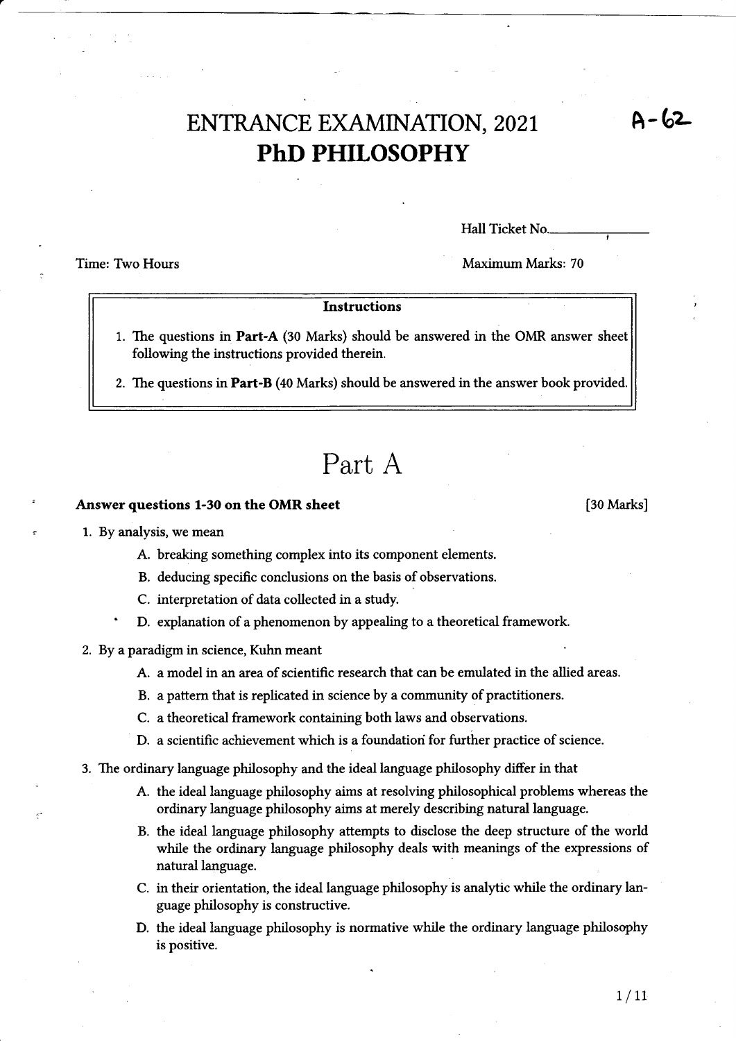# ENTRANCE EXAMINATION, 2021
# PhD PHILOSOPHY

A-62

Hall Ticket No.\_\_\_\_\_\_\_\_\_\_\_\_\_\_

Time: Two Hours

Maximum Marks: 70

**Instructions**

1. The questions in **Part-A** (30 Marks) should be answered in the OMR answer sheet following the instructions provided therein.
2. The questions in **Part-B** (40 Marks) should be answered in the answer book provided.

# Part A

**Answer questions 1-30 on the OMR sheet** [30 Marks]

1. By analysis, we mean
   - A. breaking something complex into its component elements.
   - B. deducing specific conclusions on the basis of observations.
   - C. interpretation of data collected in a study.
   - D. explanation of a phenomenon by appealing to a theoretical framework.

2. By a paradigm in science, Kuhn meant
   - A. a model in an area of scientific research that can be emulated in the allied areas.
   - B. a pattern that is replicated in science by a community of practitioners.
   - C. a theoretical framework containing both laws and observations.
   - D. a scientific achievement which is a foundation for further practice of science.

3. The ordinary language philosophy and the ideal language philosophy differ in that
   - A. the ideal language philosophy aims at resolving philosophical problems whereas the ordinary language philosophy aims at merely describing natural language.
   - B. the ideal language philosophy attempts to disclose the deep structure of the world while the ordinary language philosophy deals with meanings of the expressions of natural language.
   - C. in their orientation, the ideal language philosophy is analytic while the ordinary language philosophy is constructive.
   - D. the ideal language philosophy is normative while the ordinary language philosophy is positive.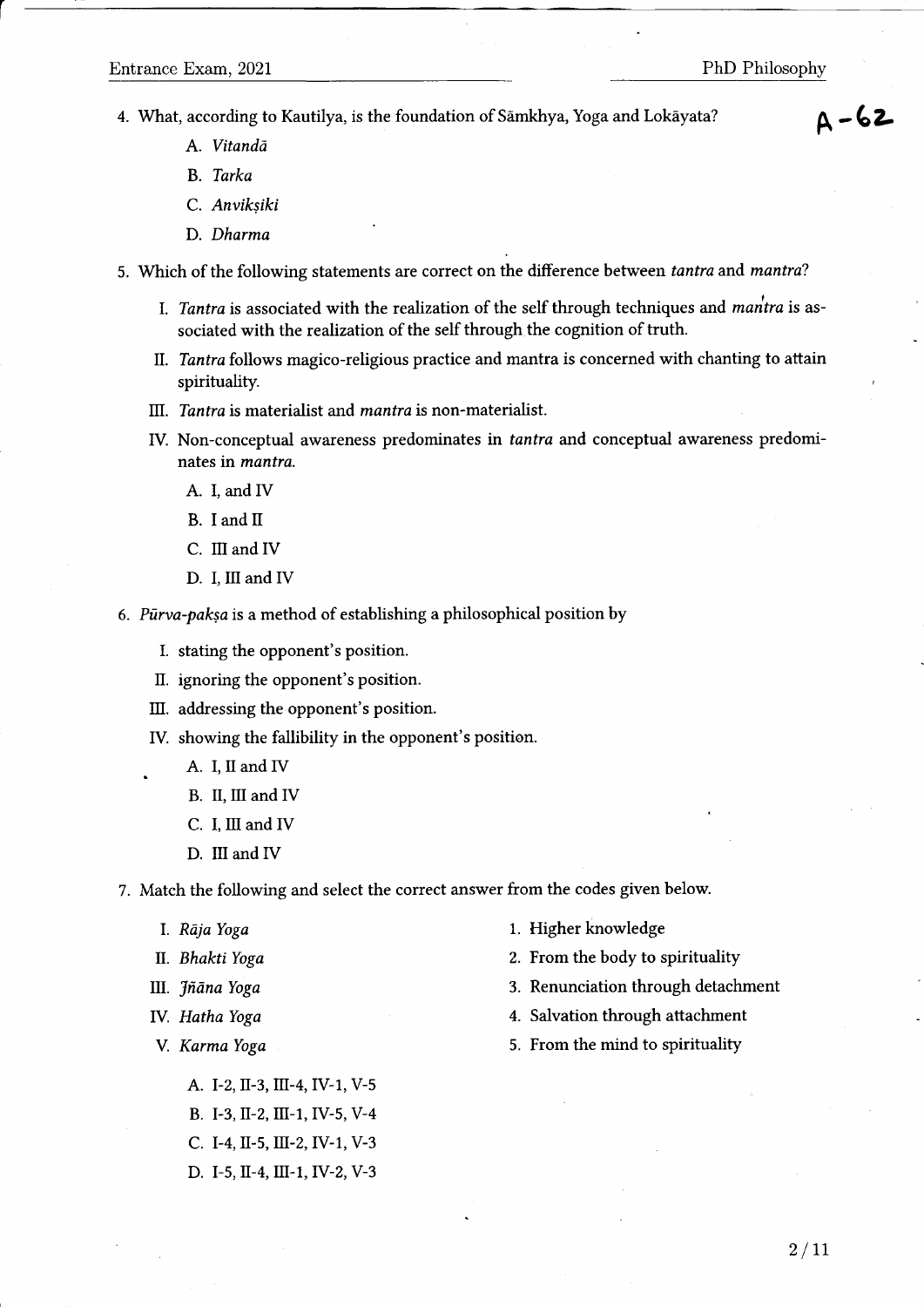4. What, according to Kautilya, is the foundation of Sāmkhya, Yoga and Lokāyata?

   A. *Vitandā*

   B. *Tarka*

   C. *Anvikṣiki*

   D. *Dharma*

5. Which of the following statements are correct on the difference between *tantra* and *mantra*?

   I. *Tantra* is associated with the realization of the self through techniques and *mantra* is associated with the realization of the self through the cognition of truth.

   II. *Tantra* follows magico-religious practice and mantra is concerned with chanting to attain spirituality.

   III. *Tantra* is materialist and *mantra* is non-materialist.

   IV. Non-conceptual awareness predominates in *tantra* and conceptual awareness predominates in *mantra*.

   A. I, and IV

   B. I and II

   C. III and IV

   D. I, III and IV

6. *Pūrva-pakṣa* is a method of establishing a philosophical position by

   I. stating the opponent's position.

   II. ignoring the opponent's position.

   III. addressing the opponent's position.

   IV. showing the fallibility in the opponent's position.

   A. I, II and IV

   B. II, III and IV

   C. I, III and IV

   D. III and IV

7. Match the following and select the correct answer from the codes given below.

   I. *Rāja Yoga*

   II. *Bhakti Yoga*

   III. *Jñāna Yoga*

   IV. *Hatha Yoga*

   V. *Karma Yoga*

   1. Higher knowledge
   2. From the body to spirituality
   3. Renunciation through detachment
   4. Salvation through attachment
   5. From the mind to spirituality

   A. I-2, II-3, III-4, IV-1, V-5

   B. I-3, II-2, III-1, IV-5, V-4

   C. I-4, II-5, III-2, IV-1, V-3

   D. I-5, II-4, III-1, IV-2, V-3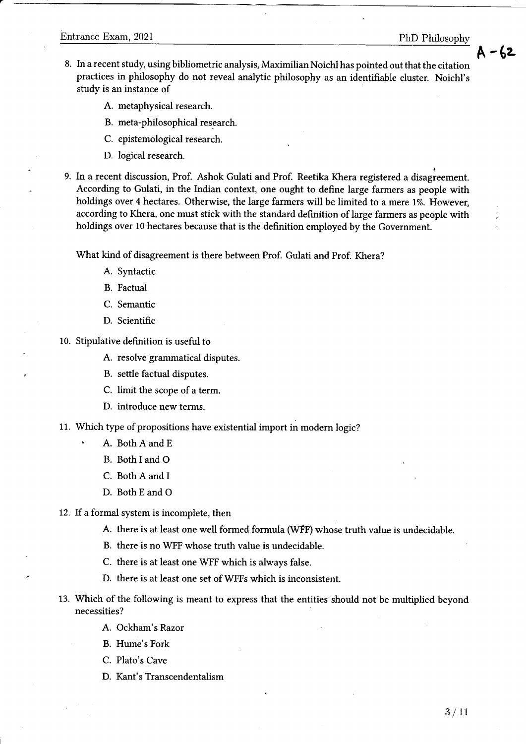8. In a recent study, using bibliometric analysis, Maximilian Noichl has pointed out that the citation practices in philosophy do not reveal analytic philosophy as an identifiable cluster. Noichl's study is an instance of

   A. metaphysical research.
   B. meta-philosophical research.
   C. epistemological research.
   D. logical research.

9. In a recent discussion, Prof. Ashok Gulati and Prof. Reetika Khera registered a disagreement. According to Gulati, in the Indian context, one ought to define large farmers as people with holdings over 4 hectares. Otherwise, the large farmers will be limited to a mere 1%. However, according to Khera, one must stick with the standard definition of large farmers as people with holdings over 10 hectares because that is the definition employed by the Government.

   What kind of disagreement is there between Prof. Gulati and Prof. Khera?

   A. Syntactic
   B. Factual
   C. Semantic
   D. Scientific

10. Stipulative definition is useful to

    A. resolve grammatical disputes.
    B. settle factual disputes.
    C. limit the scope of a term.
    D. introduce new terms.

11. Which type of propositions have existential import in modern logic?

    A. Both A and E
    B. Both I and O
    C. Both A and I
    D. Both E and O

12. If a formal system is incomplete, then

    A. there is at least one well formed formula (WFF) whose truth value is undecidable.
    B. there is no WFF whose truth value is undecidable.
    C. there is at least one WFF which is always false.
    D. there is at least one set of WFFs which is inconsistent.

13. Which of the following is meant to express that the entities should not be multiplied beyond necessities?

    A. Ockham's Razor
    B. Hume's Fork
    C. Plato's Cave
    D. Kant's Transcendentalism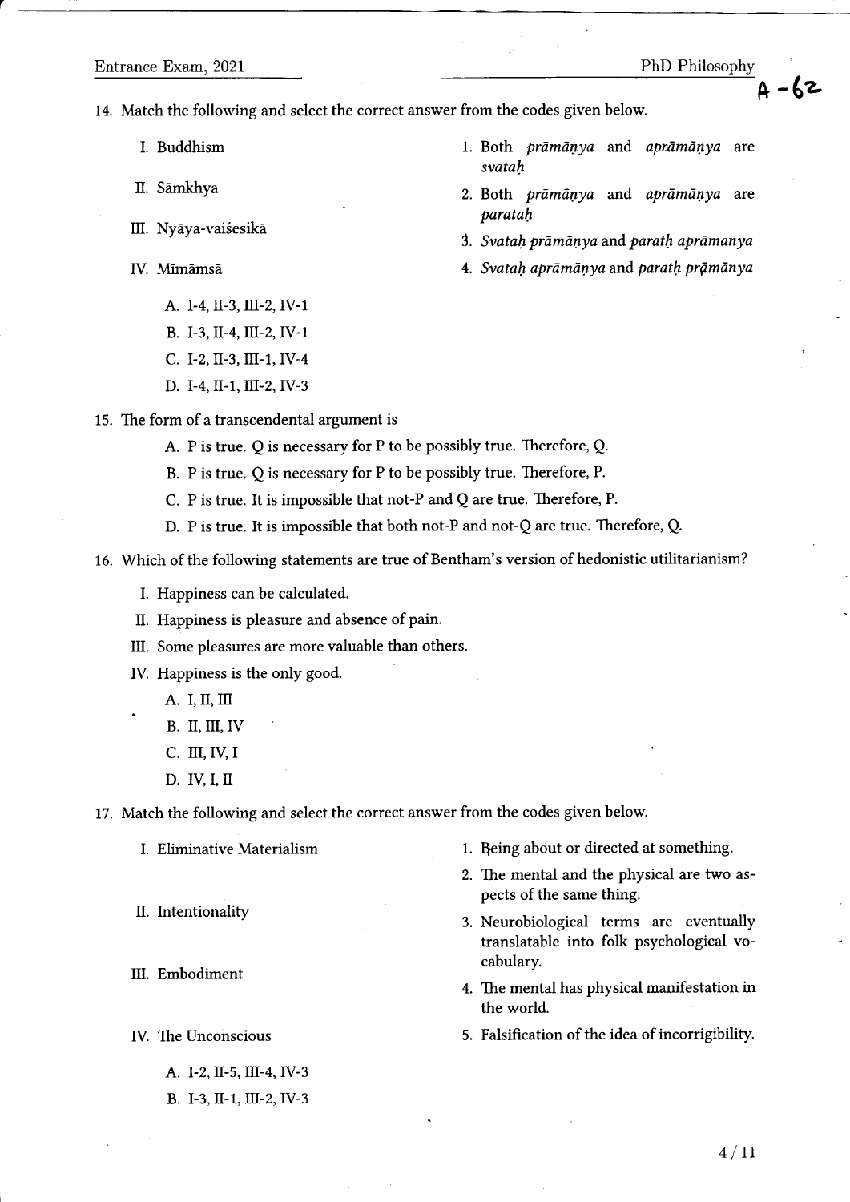14. Match the following and select the correct answer from the codes given below.

I. Buddhism

II. Sāmkhya

III. Nyāya-vaiśesikā

IV. Mīmāmsā

1. Both *prāmāṇya* and *aprāmāṇya* are *svataḥ*
2. Both *prāmāṇya* and *aprāmāṇya* are *parataḥ*
3. *Svataḥ prāmāṇya* and *parataḥ aprāmānya*
4. *Svataḥ aprāmāṇya* and *parataḥ prāmānya*

A. I-4, II-3, III-2, IV-1
B. I-3, II-4, III-2, IV-1
C. I-2, II-3, III-1, IV-4
D. I-4, II-1, III-2, IV-3

15. The form of a transcendental argument is

A. P is true. Q is necessary for P to be possibly true. Therefore, Q.
B. P is true. Q is necessary for P to be possibly true. Therefore, P.
C. P is true. It is impossible that not-P and Q are true. Therefore, P.
D. P is true. It is impossible that both not-P and not-Q are true. Therefore, Q.

16. Which of the following statements are true of Bentham's version of hedonistic utilitarianism?

I. Happiness can be calculated.
II. Happiness is pleasure and absence of pain.
III. Some pleasures are more valuable than others.
IV. Happiness is the only good.

A. I, II, III
B. II, III, IV
C. III, IV, I
D. IV, I, II

17. Match the following and select the correct answer from the codes given below.

I. Eliminative Materialism

II. Intentionality

III. Embodiment

IV. The Unconscious

1. Being about or directed at something.
2. The mental and the physical are two aspects of the same thing.
3. Neurobiological terms are eventually translatable into folk psychological vocabulary.
4. The mental has physical manifestation in the world.
5. Falsification of the idea of incorrigibility.

A. I-2, II-5, III-4, IV-3
B. I-3, II-1, III-2, IV-3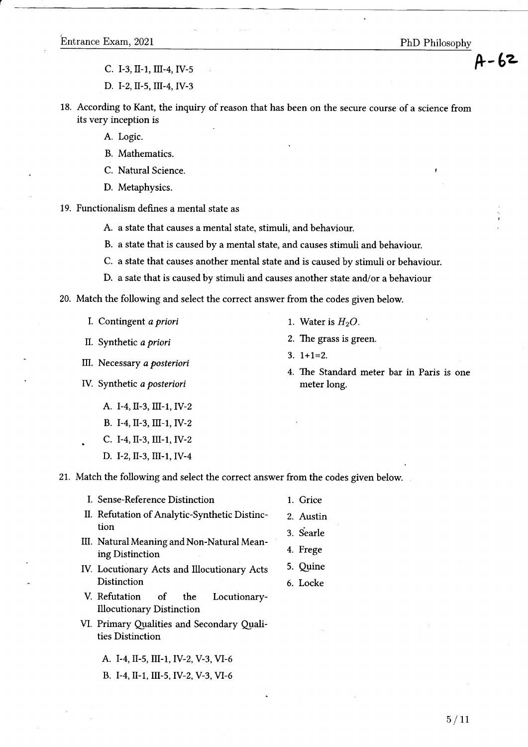C. I-3, II-1, III-4, IV-5

D. I-2, II-5, III-4, IV-3

18. According to Kant, the inquiry of reason that has been on the secure course of a science from its very inception is

   A. Logic.

   B. Mathematics.

   C. Natural Science.

   D. Metaphysics.

19. Functionalism defines a mental state as

   A. a state that causes a mental state, stimuli, and behaviour.

   B. a state that is caused by a mental state, and causes stimuli and behaviour.

   C. a state that causes another mental state and is caused by stimuli or behaviour.

   D. a sate that is caused by stimuli and causes another state and/or a behaviour

20. Match the following and select the correct answer from the codes given below.

   I. Contingent *a priori*

   II. Synthetic *a priori*

   III. Necessary *a posteriori*

   IV. Synthetic *a posteriori*

   1. Water is $H_2O$.
   2. The grass is green.
   3. 1+1=2.
   4. The Standard meter bar in Paris is one meter long.

   A. I-4, II-3, III-1, IV-2

   B. I-4, II-3, III-1, IV-2

   C. I-4, II-3, III-1, IV-2

   D. I-2, II-3, III-1, IV-4

21. Match the following and select the correct answer from the codes given below.

   I. Sense-Reference Distinction

   II. Refutation of Analytic-Synthetic Distinction

   III. Natural Meaning and Non-Natural Meaning Distinction

   IV. Locutionary Acts and Illocutionary Acts Distinction

   V. Refutation of the Locutionary-Illocutionary Distinction

   VI. Primary Qualities and Secondary Qualities Distinction

   1. Grice
   2. Austin
   3. Searle
   4. Frege
   5. Quine
   6. Locke

   A. I-4, II-5, III-1, IV-2, V-3, VI-6

   B. I-4, II-1, III-5, IV-2, V-3, VI-6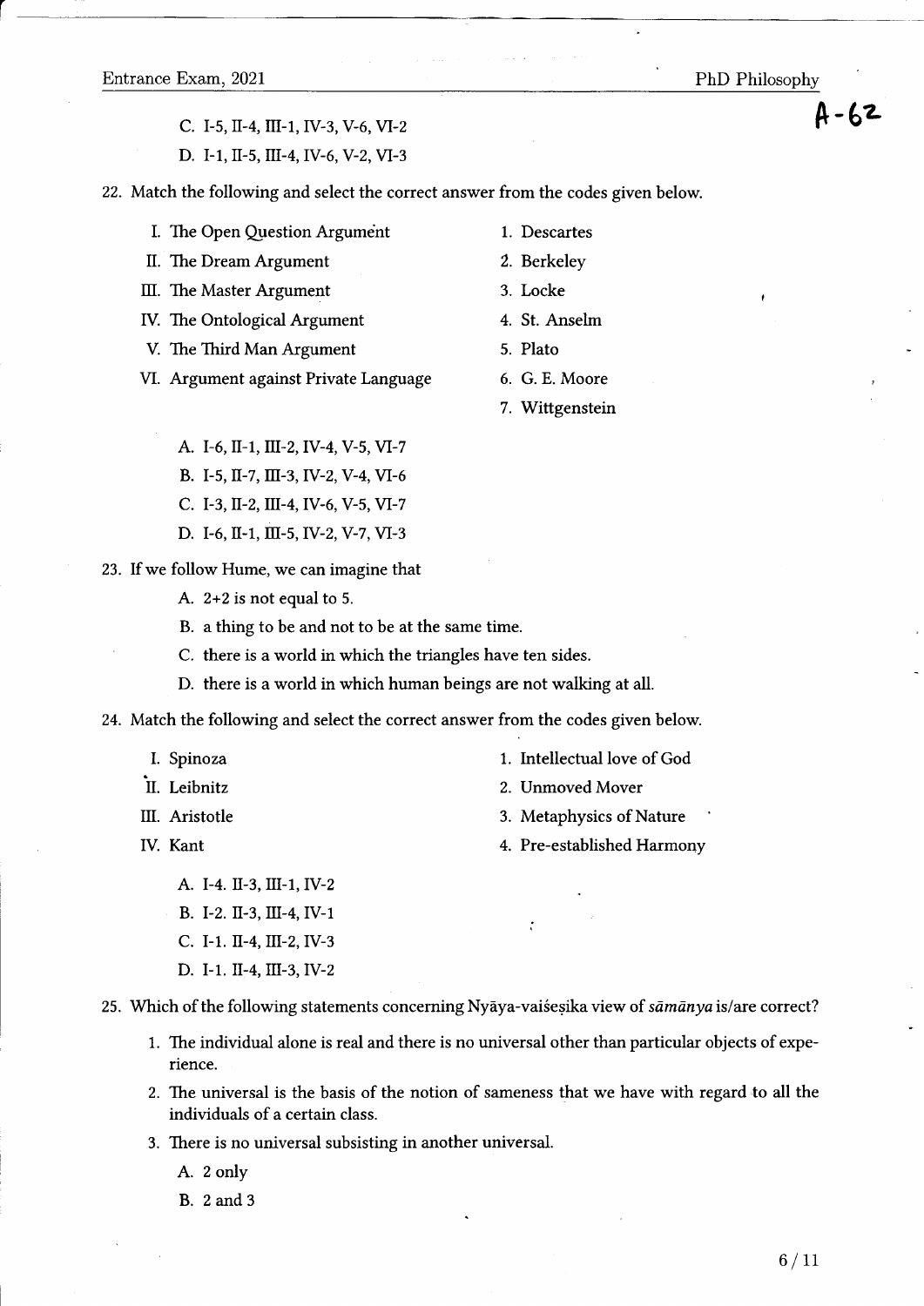C. I-5, II-4, III-1, IV-3, V-6, VI-2

D. I-1, II-5, III-4, IV-6, V-2, VI-3

22. Match the following and select the correct answer from the codes given below.

| | |
|---|---|
| I. The Open Question Argument | 1. Descartes |
| II. The Dream Argument | 2. Berkeley |
| III. The Master Argument | 3. Locke |
| IV. The Ontological Argument | 4. St. Anselm |
| V. The Third Man Argument | 5. Plato |
| VI. Argument against Private Language | 6. G. E. Moore |
| | 7. Wittgenstein |

A. I-6, II-1, III-2, IV-4, V-5, VI-7

B. I-5, II-7, III-3, IV-2, V-4, VI-6

C. I-3, II-2, III-4, IV-6, V-5, VI-7

D. I-6, II-1, III-5, IV-2, V-7, VI-3

23. If we follow Hume, we can imagine that

A. 2+2 is not equal to 5.

B. a thing to be and not to be at the same time.

C. there is a world in which the triangles have ten sides.

D. there is a world in which human beings are not walking at all.

24. Match the following and select the correct answer from the codes given below.

| | |
|---|---|
| I. Spinoza | 1. Intellectual love of God |
| II. Leibnitz | 2. Unmoved Mover |
| III. Aristotle | 3. Metaphysics of Nature |
| IV. Kant | 4. Pre-established Harmony |

A. I-4. II-3, III-1, IV-2

B. I-2. II-3, III-4, IV-1

C. I-1. II-4, III-2, IV-3

D. I-1. II-4, III-3, IV-2

25. Which of the following statements concerning Nyāya-vaiśeṣika view of *sāmānya* is/are correct?

1. The individual alone is real and there is no universal other than particular objects of experience.
2. The universal is the basis of the notion of sameness that we have with regard to all the individuals of a certain class.
3. There is no universal subsisting in another universal.

A. 2 only

B. 2 and 3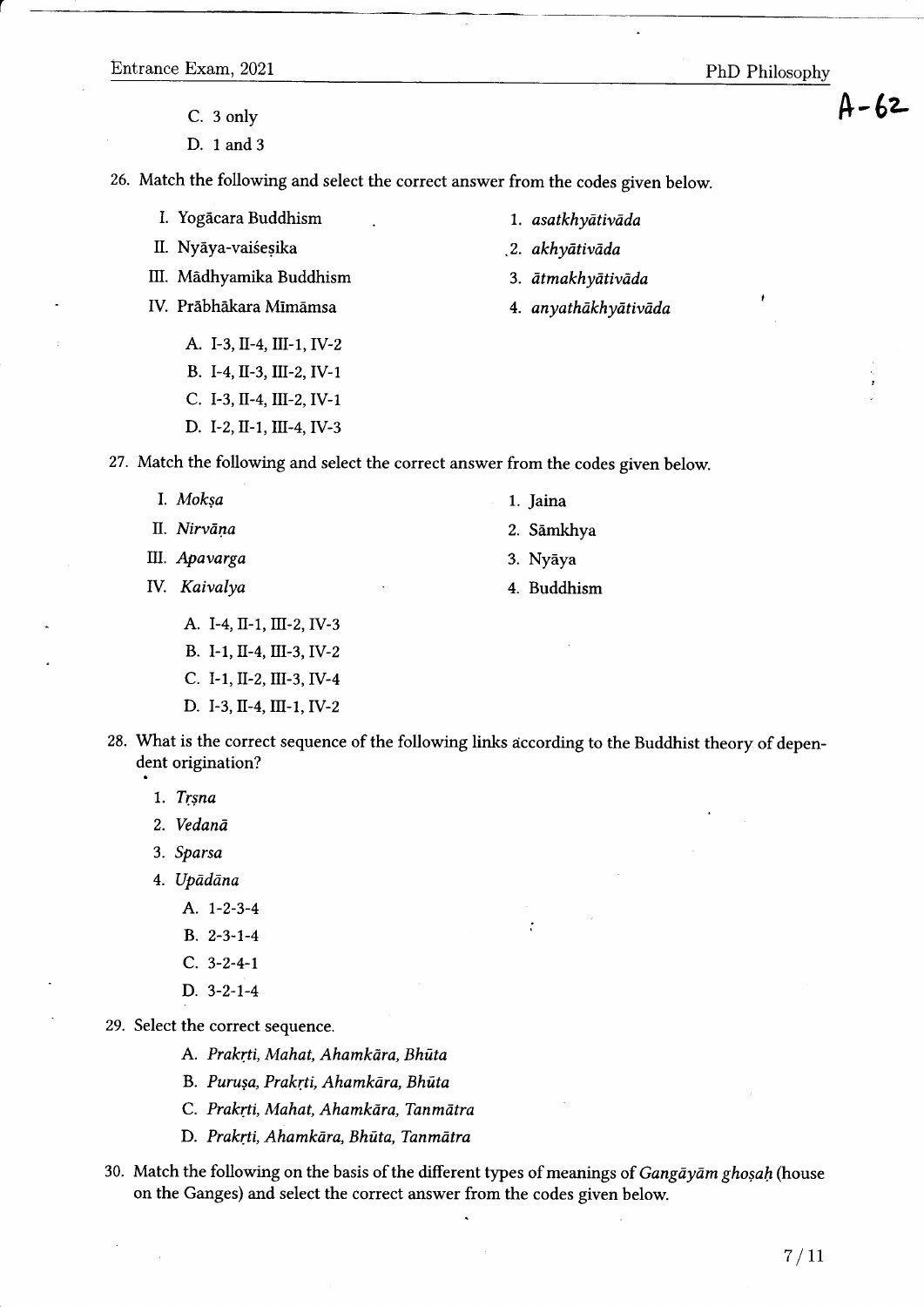C. 3 only

D. 1 and 3

26. Match the following and select the correct answer from the codes given below.

| | |
|---|---|
| I. Yogācara Buddhism | 1. *asatkhyātivāda* |
| II. Nyāya-vaiśeṣika | 2. *akhyātivāda* |
| III. Mādhyamika Buddhism | 3. *ātmakhyātivāda* |
| IV. Prābhākara Mīmāmsa | 4. *anyathākhyātivāda* |

A. I-3, II-4, III-1, IV-2

B. I-4, II-3, III-2, IV-1

C. I-3, II-4, III-2, IV-1

D. I-2, II-1, III-4, IV-3

27. Match the following and select the correct answer from the codes given below.

| | |
|---|---|
| I. *Mokṣa* | 1. Jaina |
| II. *Nirvāṇa* | 2. Sāmkhya |
| III. *Apavarga* | 3. Nyāya |
| IV. *Kaivalya* | 4. Buddhism |

A. I-4, II-1, III-2, IV-3

B. I-1, II-4, III-3, IV-2

C. I-1, II-2, III-3, IV-4

D. I-3, II-4, III-1, IV-2

28. What is the correct sequence of the following links according to the Buddhist theory of dependent origination?

1. *Tṛṣna*
2. *Vedanā*
3. *Sparsa*
4. *Upādāna*

A. 1-2-3-4

B. 2-3-1-4

C. 3-2-4-1

D. 3-2-1-4

29. Select the correct sequence.

A. *Prakṛti, Mahat, Ahamkāra, Bhūta*

B. *Puruṣa, Prakṛti, Ahamkāra, Bhūta*

C. *Prakṛti, Mahat, Ahamkāra, Tanmātra*

D. *Prakṛti, Ahamkāra, Bhūta, Tanmātra*

30. Match the following on the basis of the different types of meanings of *Gangāyām ghoṣaḥ* (house on the Ganges) and select the correct answer from the codes given below.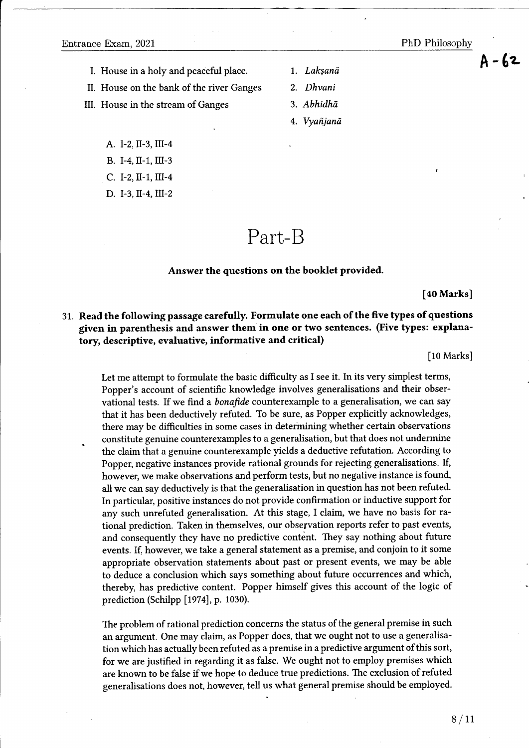I. House in a holy and peaceful place.
II. House on the bank of the river Ganges
III. House in the stream of Ganges

1. *Lakṣanā*
2. *Dhvani*
3. *Abhidhā*
4. *Vyañjanā*

A. I-2, II-3, III-4
B. I-4, II-1, III-3
C. I-2, II-1, III-4
D. I-3, II-4, III-2

# Part-B

**Answer the questions on the booklet provided.**

**[40 Marks]**

31. **Read the following passage carefully. Formulate one each of the five types of questions given in parenthesis and answer them in one or two sentences. (Five types: explanatory, descriptive, evaluative, informative and critical)**

[10 Marks]

Let me attempt to formulate the basic difficulty as I see it. In its very simplest terms, Popper's account of scientific knowledge involves generalisations and their observational tests. If we find a *bonafide* counterexample to a generalisation, we can say that it has been deductively refuted. To be sure, as Popper explicitly acknowledges, there may be difficulties in some cases in determining whether certain observations constitute genuine counterexamples to a generalisation, but that does not undermine the claim that a genuine counterexample yields a deductive refutation. According to Popper, negative instances provide rational grounds for rejecting generalisations. If, however, we make observations and perform tests, but no negative instance is found, all we can say deductively is that the generalisation in question has not been refuted. In particular, positive instances do not provide confirmation or inductive support for any such unrefuted generalisation. At this stage, I claim, we have no basis for rational prediction. Taken in themselves, our observation reports refer to past events, and consequently they have no predictive content. They say nothing about future events. If, however, we take a general statement as a premise, and conjoin to it some appropriate observation statements about past or present events, we may be able to deduce a conclusion which says something about future occurrences and which, thereby, has predictive content. Popper himself gives this account of the logic of prediction (Schilpp [1974], p. 1030).

The problem of rational prediction concerns the status of the general premise in such an argument. One may claim, as Popper does, that we ought not to use a generalisation which has actually been refuted as a premise in a predictive argument of this sort, for we are justified in regarding it as false. We ought not to employ premises which are known to be false if we hope to deduce true predictions. The exclusion of refuted generalisations does not, however, tell us what general premise should be employed.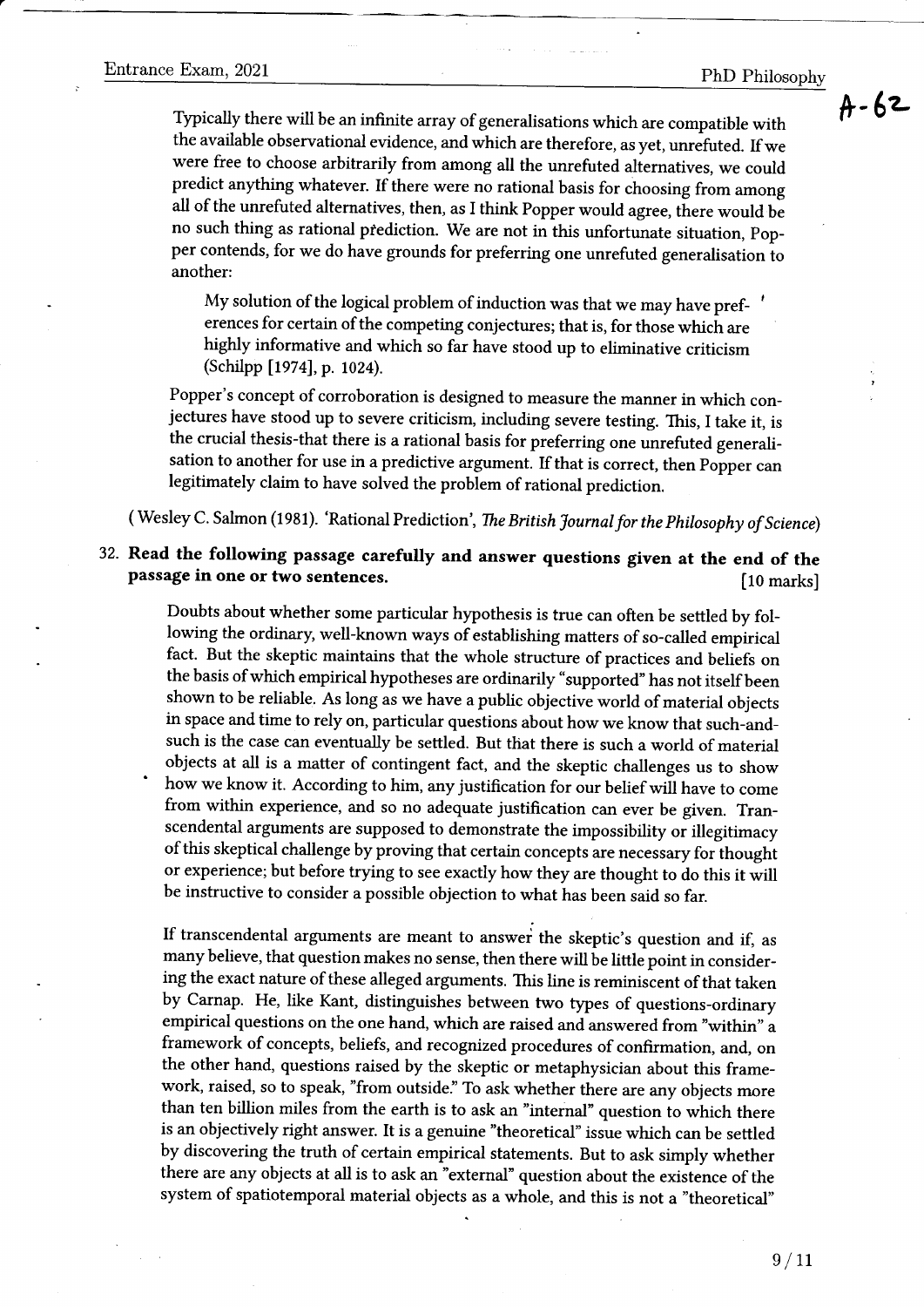Typically there will be an infinite array of generalisations which are compatible with the available observational evidence, and which are therefore, as yet, unrefuted. If we were free to choose arbitrarily from among all the unrefuted alternatives, we could predict anything whatever. If there were no rational basis for choosing from among all of the unrefuted alternatives, then, as I think Popper would agree, there would be no such thing as rational prediction. We are not in this unfortunate situation, Popper contends, for we do have grounds for preferring one unrefuted generalisation to another:

> My solution of the logical problem of induction was that we may have preferences for certain of the competing conjectures; that is, for those which are highly informative and which so far have stood up to eliminative criticism (Schilpp [1974], p. 1024).

Popper's concept of corroboration is designed to measure the manner in which conjectures have stood up to severe criticism, including severe testing. This, I take it, is the crucial thesis-that there is a rational basis for preferring one unrefuted generalisation to another for use in a predictive argument. If that is correct, then Popper can legitimately claim to have solved the problem of rational prediction.

( Wesley C. Salmon (1981). 'Rational Prediction', *The British Journal for the Philosophy of Science*)

32. **Read the following passage carefully and answer questions given at the end of the passage in one or two sentences.** **[10 marks]**

Doubts about whether some particular hypothesis is true can often be settled by following the ordinary, well-known ways of establishing matters of so-called empirical fact. But the skeptic maintains that the whole structure of practices and beliefs on the basis of which empirical hypotheses are ordinarily "supported" has not itself been shown to be reliable. As long as we have a public objective world of material objects in space and time to rely on, particular questions about how we know that such-and-such is the case can eventually be settled. But that there is such a world of material objects at all is a matter of contingent fact, and the skeptic challenges us to show how we know it. According to him, any justification for our belief will have to come from within experience, and so no adequate justification can ever be given. Transcendental arguments are supposed to demonstrate the impossibility or illegitimacy of this skeptical challenge by proving that certain concepts are necessary for thought or experience; but before trying to see exactly how they are thought to do this it will be instructive to consider a possible objection to what has been said so far.

If transcendental arguments are meant to answer the skeptic's question and if, as many believe, that question makes no sense, then there will be little point in considering the exact nature of these alleged arguments. This line is reminiscent of that taken by Carnap. He, like Kant, distinguishes between two types of questions-ordinary empirical questions on the one hand, which are raised and answered from "within" a framework of concepts, beliefs, and recognized procedures of confirmation, and, on the other hand, questions raised by the skeptic or metaphysician about this framework, raised, so to speak, "from outside." To ask whether there are any objects more than ten billion miles from the earth is to ask an "internal" question to which there is an objectively right answer. It is a genuine "theoretical" issue which can be settled by discovering the truth of certain empirical statements. But to ask simply whether there are any objects at all is to ask an "external" question about the existence of the system of spatiotemporal material objects as a whole, and this is not a "theoretical"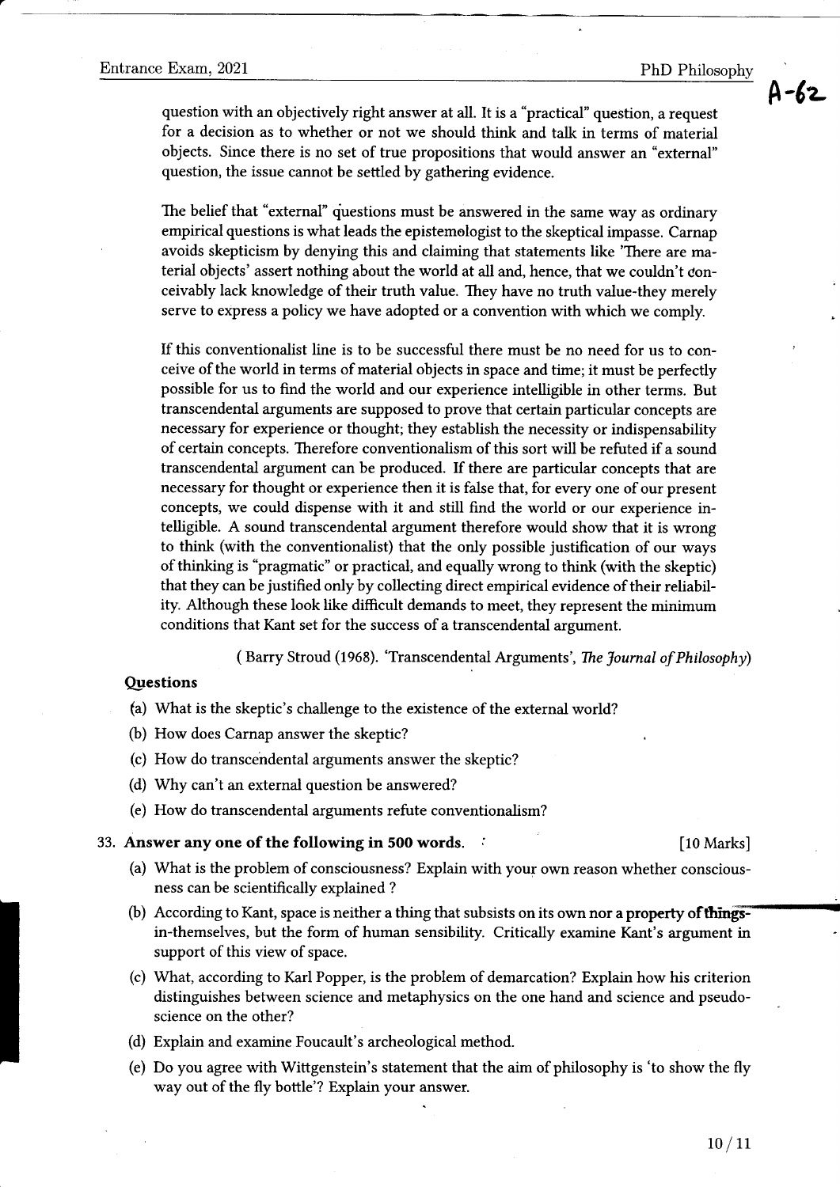question with an objectively right answer at all. It is a "practical" question, a request for a decision as to whether or not we should think and talk in terms of material objects. Since there is no set of true propositions that would answer an "external" question, the issue cannot be settled by gathering evidence.

The belief that "external" questions must be answered in the same way as ordinary empirical questions is what leads the epistemologist to the skeptical impasse. Carnap avoids skepticism by denying this and claiming that statements like 'There are material objects' assert nothing about the world at all and, hence, that we couldn't conceivably lack knowledge of their truth value. They have no truth value-they merely serve to express a policy we have adopted or a convention with which we comply.

If this conventionalist line is to be successful there must be no need for us to conceive of the world in terms of material objects in space and time; it must be perfectly possible for us to find the world and our experience intelligible in other terms. But transcendental arguments are supposed to prove that certain particular concepts are necessary for experience or thought; they establish the necessity or indispensability of certain concepts. Therefore conventionalism of this sort will be refuted if a sound transcendental argument can be produced. If there are particular concepts that are necessary for thought or experience then it is false that, for every one of our present concepts, we could dispense with it and still find the world or our experience intelligible. A sound transcendental argument therefore would show that it is wrong to think (with the conventionalist) that the only possible justification of our ways of thinking is "pragmatic" or practical, and equally wrong to think (with the skeptic) that they can be justified only by collecting direct empirical evidence of their reliability. Although these look like difficult demands to meet, they represent the minimum conditions that Kant set for the success of a transcendental argument.

( Barry Stroud (1968). 'Transcendental Arguments', *The Journal of Philosophy*)

**Questions**

(a) What is the skeptic's challenge to the existence of the external world?

(b) How does Carnap answer the skeptic?

(c) How do transcendental arguments answer the skeptic?

(d) Why can't an external question be answered?

(e) How do transcendental arguments refute conventionalism?

33. **Answer any one of the following in 500 words.** [10 Marks]

(a) What is the problem of consciousness? Explain with your own reason whether consciousness can be scientifically explained ?

(b) According to Kant, space is neither a thing that subsists on its own nor a property of things-in-themselves, but the form of human sensibility. Critically examine Kant's argument in support of this view of space.

(c) What, according to Karl Popper, is the problem of demarcation? Explain how his criterion distinguishes between science and metaphysics on the one hand and science and pseudoscience on the other?

(d) Explain and examine Foucault's archeological method.

(e) Do you agree with Wittgenstein's statement that the aim of philosophy is 'to show the fly way out of the fly bottle'? Explain your answer.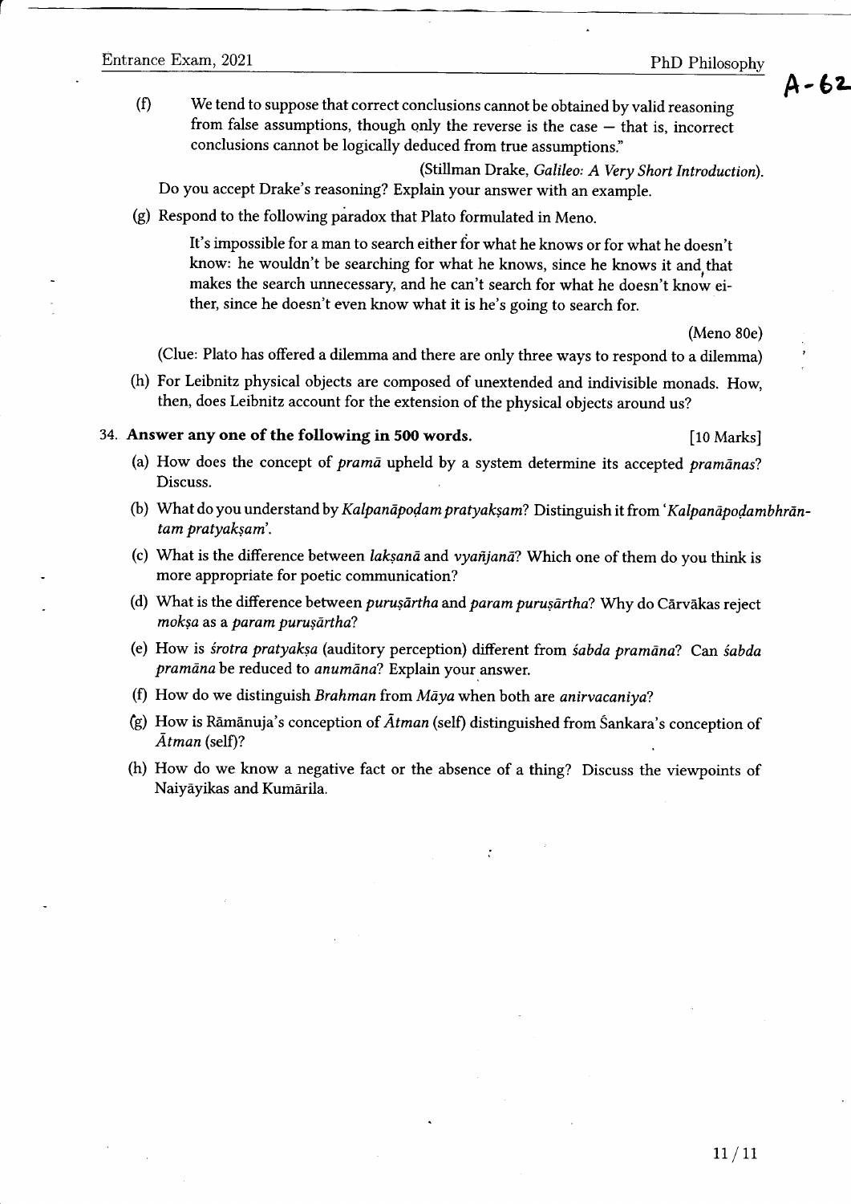(f) We tend to suppose that correct conclusions cannot be obtained by valid reasoning from false assumptions, though only the reverse is the case — that is, incorrect conclusions cannot be logically deduced from true assumptions."

(Stillman Drake, *Galileo: A Very Short Introduction*).

Do you accept Drake's reasoning? Explain your answer with an example.

(g) Respond to the following paradox that Plato formulated in Meno.

> It's impossible for a man to search either for what he knows or for what he doesn't know: he wouldn't be searching for what he knows, since he knows it and that makes the search unnecessary, and he can't search for what he doesn't know either, since he doesn't even know what it is he's going to search for.
>
> (Meno 80e)

(Clue: Plato has offered a dilemma and there are only three ways to respond to a dilemma)

(h) For Leibnitz physical objects are composed of unextended and indivisible monads. How, then, does Leibnitz account for the extension of the physical objects around us?

34. **Answer any one of the following in 500 words.** [10 Marks]

(a) How does the concept of *pramā* upheld by a system determine its accepted *pramānas*? Discuss.

(b) What do you understand by *Kalpanāpoḍam pratyakṣam*? Distinguish it from '*Kalpanāpoḍambhrāntam pratyakṣam*'.

(c) What is the difference between *lakṣanā* and *vyañjanā*? Which one of them do you think is more appropriate for poetic communication?

(d) What is the difference between *puruṣārtha* and *param puruṣārtha*? Why do Cārvākas reject *mokṣa* as a *param puruṣārtha*?

(e) How is *śrotra pratyakṣa* (auditory perception) different from *śabda pramāna*? Can *śabda pramāna* be reduced to *anumāna*? Explain your answer.

(f) How do we distinguish *Brahman* from *Māya* when both are *anirvacaniya*?

(g) How is Rāmānuja's conception of *Ātman* (self) distinguished from Śankara's conception of *Ātman* (self)?

(h) How do we know a negative fact or the absence of a thing? Discuss the viewpoints of Naiyāyikas and Kumārila.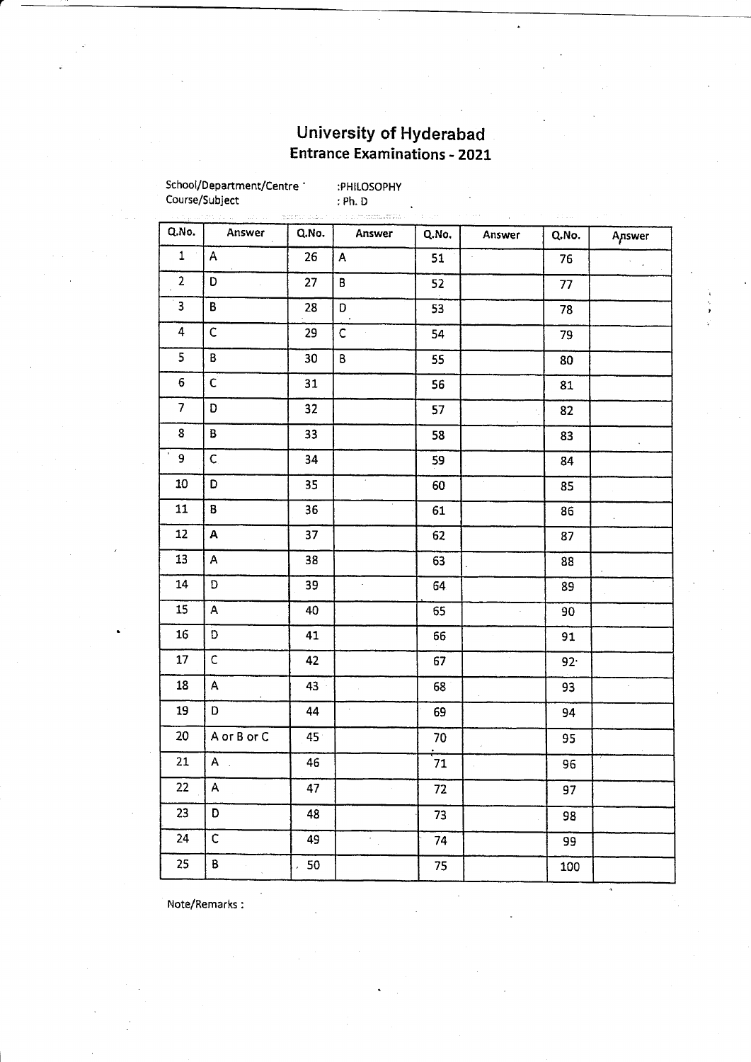# University of Hyderabad
## Entrance Examinations - 2021

School/Department/Centre : PHILOSOPHY
Course/Subject : Ph. D

| Q.No. | Answer | Q.No. | Answer | Q.No. | Answer | Q.No. | Answer |
|---|---|---|---|---|---|---|---|
| 1 | A | 26 | A | 51 | | 76 | |
| 2 | D | 27 | B | 52 | | 77 | |
| 3 | B | 28 | D | 53 | | 78 | |
| 4 | C | 29 | C | 54 | | 79 | |
| 5 | B | 30 | B | 55 | | 80 | |
| 6 | C | 31 | | 56 | | 81 | |
| 7 | D | 32 | | 57 | | 82 | |
| 8 | B | 33 | | 58 | | 83 | |
| 9 | C | 34 | | 59 | | 84 | |
| 10 | D | 35 | | 60 | | 85 | |
| 11 | B | 36 | | 61 | | 86 | |
| 12 | A | 37 | | 62 | | 87 | |
| 13 | A | 38 | | 63 | | 88 | |
| 14 | D | 39 | | 64 | | 89 | |
| 15 | A | 40 | | 65 | | 90 | |
| 16 | D | 41 | | 66 | | 91 | |
| 17 | C | 42 | | 67 | | 92 | |
| 18 | A | 43 | | 68 | | 93 | |
| 19 | D | 44 | | 69 | | 94 | |
| 20 | A or B or C | 45 | | 70 | | 95 | |
| 21 | A | 46 | | 71 | | 96 | |
| 22 | A | 47 | | 72 | | 97 | |
| 23 | D | 48 | | 73 | | 98 | |
| 24 | C | 49 | | 74 | | 99 | |
| 25 | B | 50 | | 75 | | 100 | |

Note/Remarks :